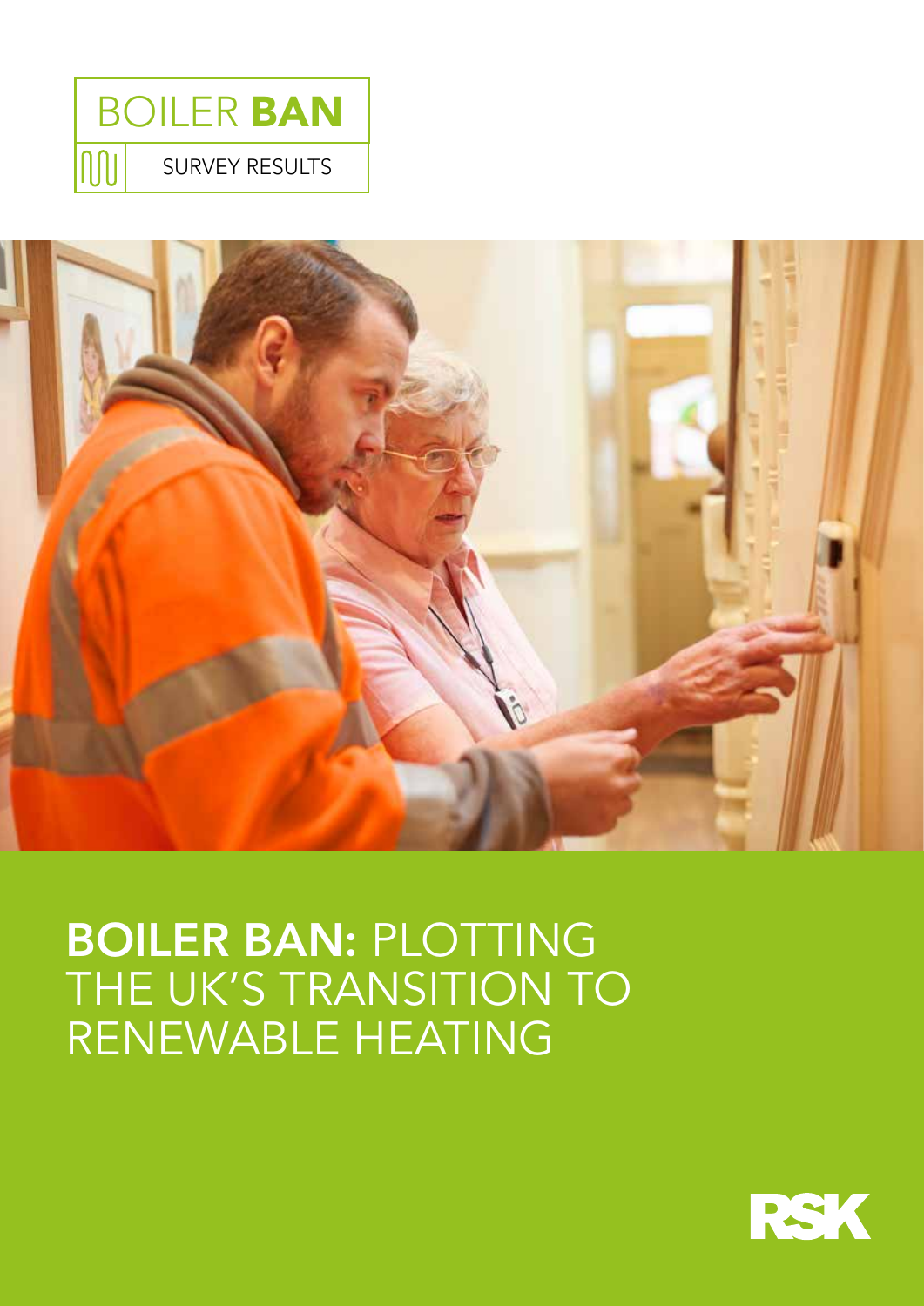BOILER **BAN**

SURVEY RESULTS

# **BOILER BAN:** PLOTTING THE UK'S TRANSITION TO RENEWABLE HEATING

RSK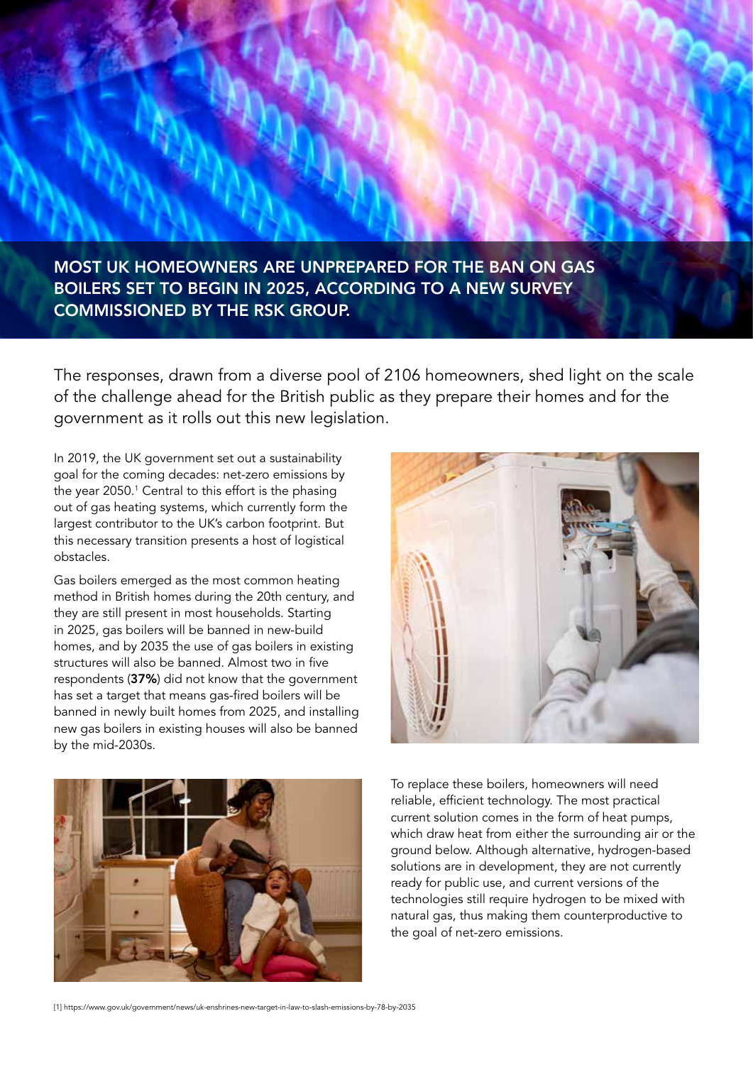## MOST UK HOMEOWNERS ARE UNPREPARED FOR THE BAN ON GAS BOILERS SET TO BEGIN IN 2025, ACCORDING TO A NEW SURVEY COMMISSIONED BY THE RSK GROUP.

The responses, drawn from a diverse pool of 2106 homeowners, shed light on the scale of the challenge ahead for the British public as they prepare their homes and for the government as it rolls out this new legislation.

In 2019, the UK government set out a sustainability goal for the coming decades: net-zero emissions by the year 2050.[1] Central to this effort is the phasing out of gas heating systems, which currently form the largest contributor to the UK's carbon footprint. But this necessary transition presents a host of logistical obstacles.

Gas boilers emerged as the most common heating method in British homes during the 20th century, and they are still present in most households. Starting in 2025, gas boilers will be banned in new-build homes, and by 2035 the use of gas boilers in existing structures will also be banned. Almost two in five respondents (**37%**) did not know that the government has set a target that means gas-fired boilers will be banned in newly built homes from 2025, and installing new gas boilers in existing houses will also be banned by the mid-2030s.

To replace these boilers, homeowners will need reliable, efficient technology. The most practical current solution comes in the form of heat pumps, which draw heat from either the surrounding air or the ground below. Although alternative, hydrogen-based solutions are in development, they are not currently ready for public use, and current versions of the technologies still require hydrogen to be mixed with natural gas, thus making them counterproductive to the goal of net-zero emissions.

[1] https://www.gov.uk/government/news/uk-enshrines-new-target-in-law-to-slash-emissions-by-78-by-2035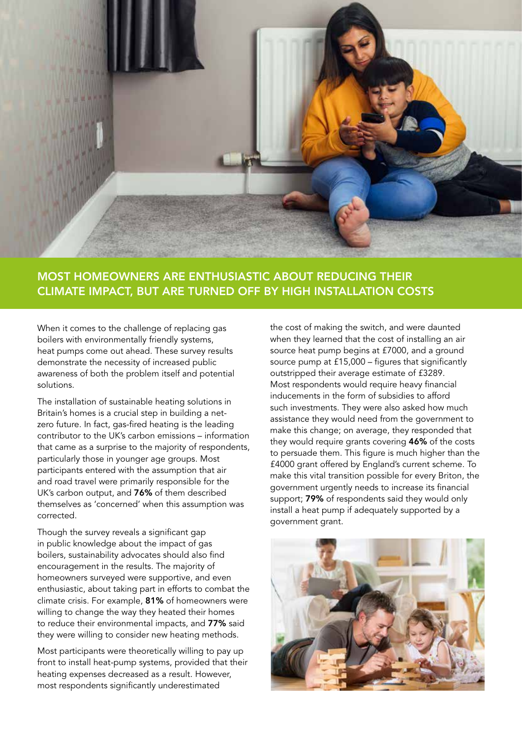## MOST HOMEOWNERS ARE ENTHUSIASTIC ABOUT REDUCING THEIR CLIMATE IMPACT, BUT ARE TURNED OFF BY HIGH INSTALLATION COSTS

When it comes to the challenge of replacing gas boilers with environmentally friendly systems, heat pumps come out ahead. These survey results demonstrate the necessity of increased public awareness of both the problem itself and potential solutions.

The installation of sustainable heating solutions in Britain's homes is a crucial step in building a net-zero future. In fact, gas-fired heating is the leading contributor to the UK's carbon emissions – information that came as a surprise to the majority of respondents, particularly those in younger age groups. Most participants entered with the assumption that air and road travel were primarily responsible for the UK's carbon output, and **76%** of them described themselves as 'concerned' when this assumption was corrected.

Though the survey reveals a significant gap in public knowledge about the impact of gas boilers, sustainability advocates should also find encouragement in the results. The majority of homeowners surveyed were supportive, and even enthusiastic, about taking part in efforts to combat the climate crisis. For example, **81%** of homeowners were willing to change the way they heated their homes to reduce their environmental impacts, and **77%** said they were willing to consider new heating methods.

Most participants were theoretically willing to pay up front to install heat-pump systems, provided that their heating expenses decreased as a result. However, most respondents significantly underestimated the cost of making the switch, and were daunted when they learned that the cost of installing an air source heat pump begins at £7000, and a ground source pump at £15,000 – figures that significantly outstripped their average estimate of £3289. Most respondents would require heavy financial inducements in the form of subsidies to afford such investments. They were also asked how much assistance they would need from the government to make this change; on average, they responded that they would require grants covering **46%** of the costs to persuade them. This figure is much higher than the £4000 grant offered by England's current scheme. To make this vital transition possible for every Briton, the government urgently needs to increase its financial support; **79%** of respondents said they would only install a heat pump if adequately supported by a government grant.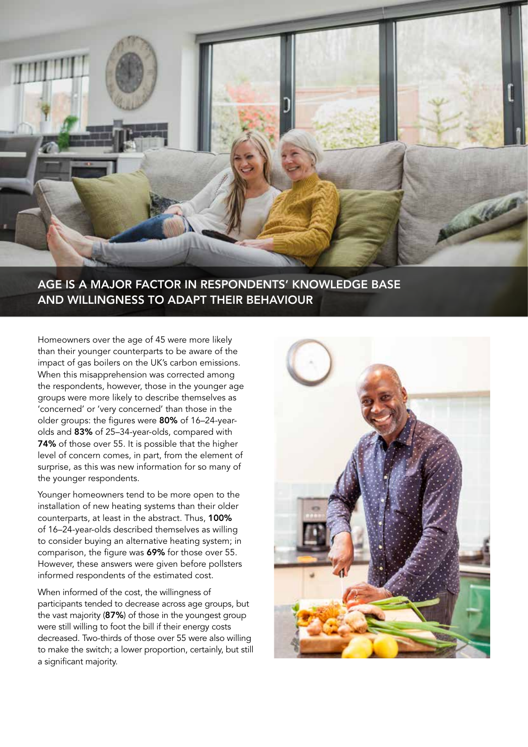## AGE IS A MAJOR FACTOR IN RESPONDENTS' KNOWLEDGE BASE AND WILLINGNESS TO ADAPT THEIR BEHAVIOUR

Homeowners over the age of 45 were more likely than their younger counterparts to be aware of the impact of gas boilers on the UK's carbon emissions. When this misapprehension was corrected among the respondents, however, those in the younger age groups were more likely to describe themselves as 'concerned' or 'very concerned' than those in the older groups: the figures were **80%** of 16–24-year-olds and **83%** of 25–34-year-olds, compared with **74%** of those over 55. It is possible that the higher level of concern comes, in part, from the element of surprise, as this was new information for so many of the younger respondents.

Younger homeowners tend to be more open to the installation of new heating systems than their older counterparts, at least in the abstract. Thus, **100%** of 16–24-year-olds described themselves as willing to consider buying an alternative heating system; in comparison, the figure was **69%** for those over 55. However, these answers were given before pollsters informed respondents of the estimated cost.

When informed of the cost, the willingness of participants tended to decrease across age groups, but the vast majority (**87%**) of those in the youngest group were still willing to foot the bill if their energy costs decreased. Two-thirds of those over 55 were also willing to make the switch; a lower proportion, certainly, but still a significant majority.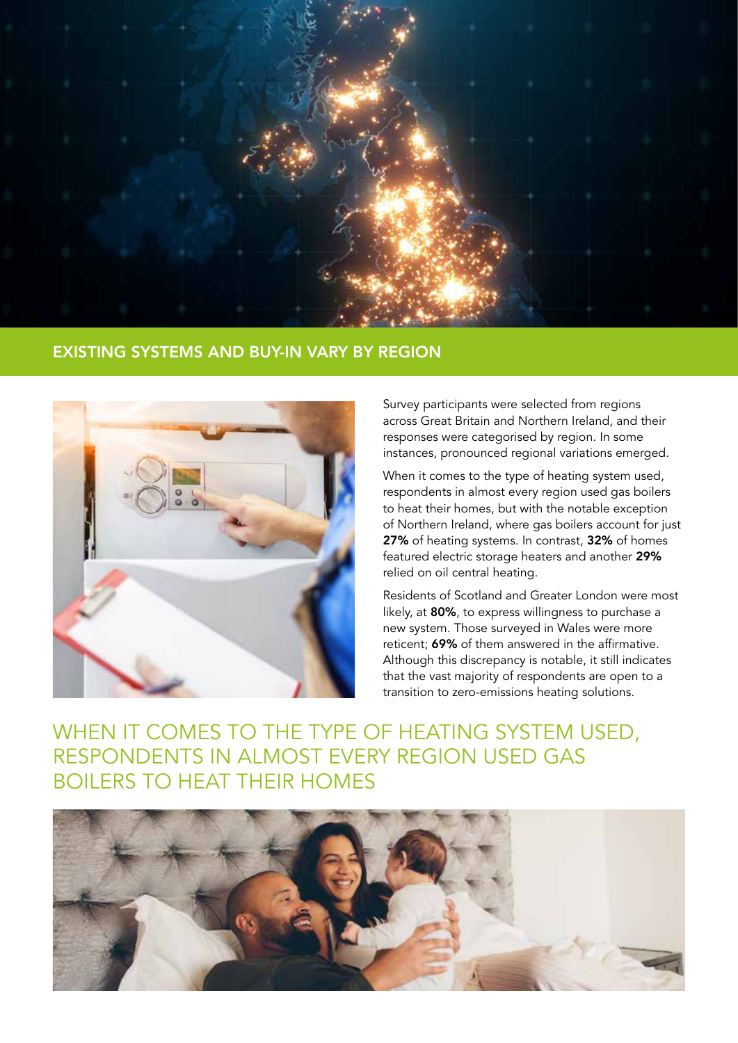## EXISTING SYSTEMS AND BUY-IN VARY BY REGION

Survey participants were selected from regions across Great Britain and Northern Ireland, and their responses were categorised by region. In some instances, pronounced regional variations emerged.

When it comes to the type of heating system used, respondents in almost every region used gas boilers to heat their homes, but with the notable exception of Northern Ireland, where gas boilers account for just **27%** of heating systems. In contrast, **32%** of homes featured electric storage heaters and another **29%** relied on oil central heating.

Residents of Scotland and Greater London were most likely, at **80%**, to express willingness to purchase a new system. Those surveyed in Wales were more reticent; **69%** of them answered in the affirmative. Although this discrepancy is notable, it still indicates that the vast majority of respondents are open to a transition to zero-emissions heating solutions.

## WHEN IT COMES TO THE TYPE OF HEATING SYSTEM USED, RESPONDENTS IN ALMOST EVERY REGION USED GAS BOILERS TO HEAT THEIR HOMES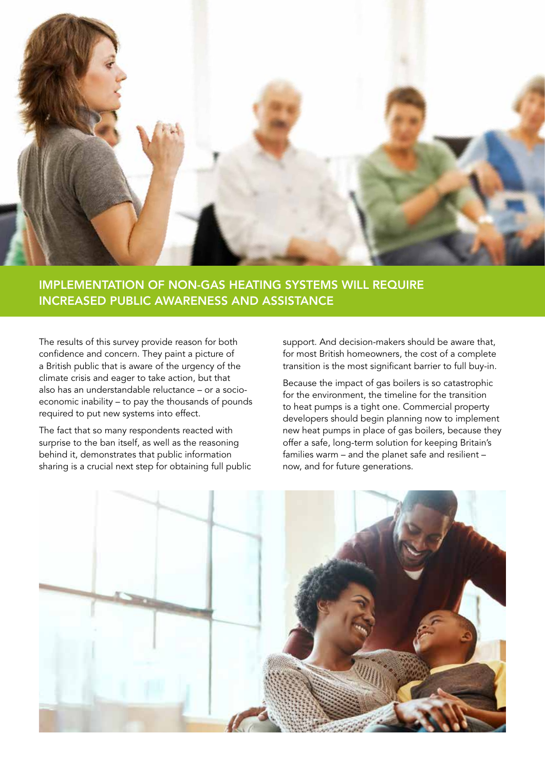## IMPLEMENTATION OF NON-GAS HEATING SYSTEMS WILL REQUIRE INCREASED PUBLIC AWARENESS AND ASSISTANCE

The results of this survey provide reason for both confidence and concern. They paint a picture of a British public that is aware of the urgency of the climate crisis and eager to take action, but that also has an understandable reluctance – or a socio-economic inability – to pay the thousands of pounds required to put new systems into effect.

The fact that so many respondents reacted with surprise to the ban itself, as well as the reasoning behind it, demonstrates that public information sharing is a crucial next step for obtaining full public support. And decision-makers should be aware that, for most British homeowners, the cost of a complete transition is the most significant barrier to full buy-in.

Because the impact of gas boilers is so catastrophic for the environment, the timeline for the transition to heat pumps is a tight one. Commercial property developers should begin planning now to implement new heat pumps in place of gas boilers, because they offer a safe, long-term solution for keeping Britain's families warm – and the planet safe and resilient – now, and for future generations.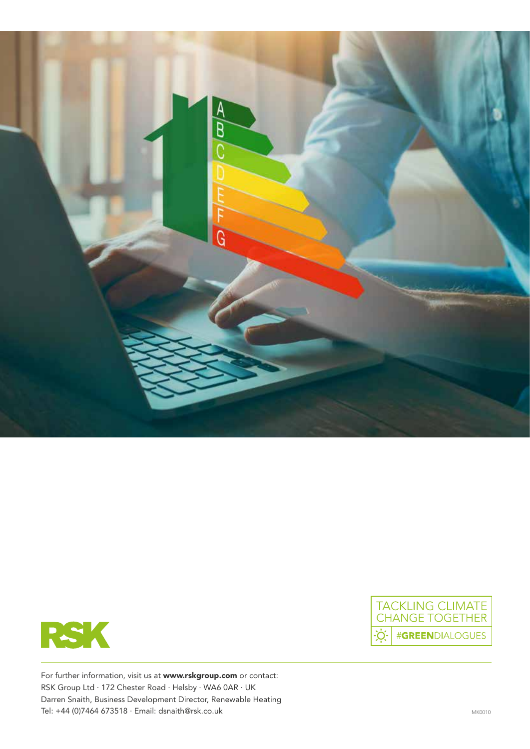TACKLING CLIMATE CHANGE TOGETHER

#GREENDIALOGUES

For further information, visit us at **www.rskgroup.com** or contact:
RSK Group Ltd · 172 Chester Road · Helsby · WA6 0AR · UK
Darren Snaith, Business Development Director, Renewable Heating
Tel: +44 (0)7464 673518 · Email: dsnaith@rsk.co.uk

MK0010